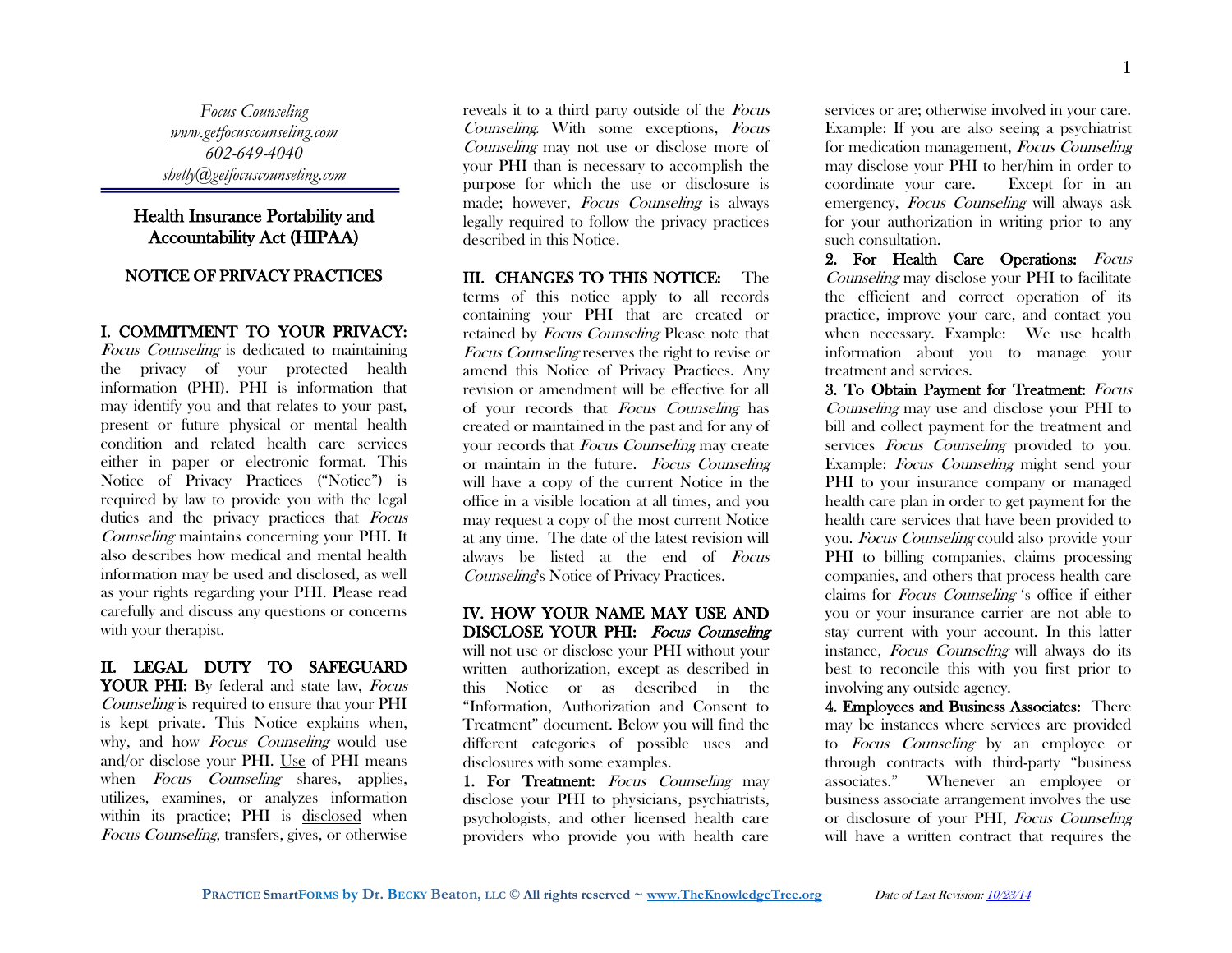*Focus Counseling*
www.getfocuscounseling.com
*602-649-4040*
*shelly@getfocuscounseling.com*

# Health Insurance Portability and Accountability Act (HIPAA)

## NOTICE OF PRIVACY PRACTICES

**I. COMMITMENT TO YOUR PRIVACY:** *Focus Counseling* is dedicated to maintaining the privacy of your protected health information (PHI). PHI is information that may identify you and that relates to your past, present or future physical or mental health condition and related health care services either in paper or electronic format. This Notice of Privacy Practices ("Notice") is required by law to provide you with the legal duties and the privacy practices that *Focus Counseling* maintains concerning your PHI. It also describes how medical and mental health information may be used and disclosed, as well as your rights regarding your PHI. Please read carefully and discuss any questions or concerns with your therapist.

**II. LEGAL DUTY TO SAFEGUARD YOUR PHI:** By federal and state law, *Focus Counseling* is required to ensure that your PHI is kept private. This Notice explains when, why, and how *Focus Counseling* would use and/or disclose your PHI. Use of PHI means when *Focus Counseling* shares, applies, utilizes, examines, or analyzes information within its practice; PHI is disclosed when *Focus Counseling*, transfers, gives, or otherwise reveals it to a third party outside of the *Focus Counseling*. With some exceptions, *Focus Counseling* may not use or disclose more of your PHI than is necessary to accomplish the purpose for which the use or disclosure is made; however, *Focus Counseling* is always legally required to follow the privacy practices described in this Notice.

**III. CHANGES TO THIS NOTICE:** The terms of this notice apply to all records containing your PHI that are created or retained by *Focus Counseling* Please note that *Focus Counseling* reserves the right to revise or amend this Notice of Privacy Practices. Any revision or amendment will be effective for all of your records that *Focus Counseling* has created or maintained in the past and for any of your records that *Focus Counseling* may create or maintain in the future. *Focus Counseling* will have a copy of the current Notice in the office in a visible location at all times, and you may request a copy of the most current Notice at any time. The date of the latest revision will always be listed at the end of *Focus Counseling*'s Notice of Privacy Practices.

**IV. HOW YOUR NAME MAY USE AND DISCLOSE YOUR PHI:** *Focus Counseling* will not use or disclose your PHI without your written authorization, except as described in this Notice or as described in the "Information, Authorization and Consent to Treatment" document. Below you will find the different categories of possible uses and disclosures with some examples.

**1. For Treatment:** *Focus Counseling* may disclose your PHI to physicians, psychiatrists, psychologists, and other licensed health care providers who provide you with health care services or are; otherwise involved in your care. Example: If you are also seeing a psychiatrist for medication management, *Focus Counseling* may disclose your PHI to her/him in order to coordinate your care. Except for in an emergency, *Focus Counseling* will always ask for your authorization in writing prior to any such consultation.

**2. For Health Care Operations:** *Focus Counseling* may disclose your PHI to facilitate the efficient and correct operation of its practice, improve your care, and contact you when necessary. Example: We use health information about you to manage your treatment and services.

**3. To Obtain Payment for Treatment:** *Focus Counseling* may use and disclose your PHI to bill and collect payment for the treatment and services *Focus Counseling* provided to you. Example: *Focus Counseling* might send your PHI to your insurance company or managed health care plan in order to get payment for the health care services that have been provided to you. *Focus Counseling* could also provide your PHI to billing companies, claims processing companies, and others that process health care claims for *Focus Counseling* 's office if either you or your insurance carrier are not able to stay current with your account. In this latter instance, *Focus Counseling* will always do its best to reconcile this with you first prior to involving any outside agency.

**4. Employees and Business Associates:** There may be instances where services are provided to *Focus Counseling* by an employee or through contracts with third-party "business associates." Whenever an employee or business associate arrangement involves the use or disclosure of your PHI, *Focus Counseling* will have a written contract that requires the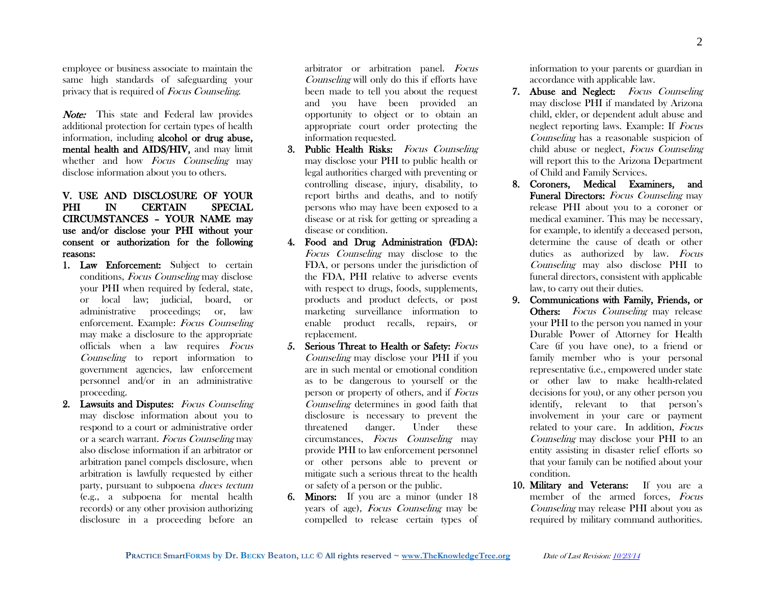employee or business associate to maintain the same high standards of safeguarding your privacy that is required of *Focus Counseling*.

***Note:*** This state and Federal law provides additional protection for certain types of health information, including **alcohol or drug abuse, mental health and AIDS/HIV,** and may limit whether and how *Focus Counseling* may disclose information about you to others.

**V. USE AND DISCLOSURE OF YOUR PHI IN CERTAIN SPECIAL CIRCUMSTANCES – YOUR NAME may use and/or disclose your PHI without your consent or authorization for the following reasons:**

1. **Law Enforcement:** Subject to certain conditions, *Focus Counseling* may disclose your PHI when required by federal, state, or local law; judicial, board, or administrative proceedings; or, law enforcement. Example: *Focus Counseling* may make a disclosure to the appropriate officials when a law requires *Focus Counseling* to report information to government agencies, law enforcement personnel and/or in an administrative proceeding.
2. **Lawsuits and Disputes:** *Focus Counseling* may disclose information about you to respond to a court or administrative order or a search warrant. *Focus Counseling* may also disclose information if an arbitrator or arbitration panel compels disclosure, when arbitration is lawfully requested by either party, pursuant to subpoena *duces tectum* (e.g., a subpoena for mental health records) or any other provision authorizing disclosure in a proceeding before an arbitrator or arbitration panel. *Focus Counseling* will only do this if efforts have been made to tell you about the request and you have been provided an opportunity to object or to obtain an appropriate court order protecting the information requested.
3. **Public Health Risks:** *Focus Counseling* may disclose your PHI to public health or legal authorities charged with preventing or controlling disease, injury, disability, to report births and deaths, and to notify persons who may have been exposed to a disease or at risk for getting or spreading a disease or condition.
4. **Food and Drug Administration (FDA):** *Focus Counseling* may disclose to the FDA, or persons under the jurisdiction of the FDA, PHI relative to adverse events with respect to drugs, foods, supplements, products and product defects, or post marketing surveillance information to enable product recalls, repairs, or replacement.
5. **Serious Threat to Health or Safety:** *Focus Counseling* may disclose your PHI if you are in such mental or emotional condition as to be dangerous to yourself or the person or property of others, and if *Focus Counseling* determines in good faith that disclosure is necessary to prevent the threatened danger. Under these circumstances, *Focus Counseling* may provide PHI to law enforcement personnel or other persons able to prevent or mitigate such a serious threat to the health or safety of a person or the public.
6. **Minors:** If you are a minor (under 18 years of age), *Focus Counseling* may be compelled to release certain types of information to your parents or guardian in accordance with applicable law.
7. **Abuse and Neglect:** *Focus Counseling* may disclose PHI if mandated by Arizona child, elder, or dependent adult abuse and neglect reporting laws. Example: If *Focus Counseling* has a reasonable suspicion of child abuse or neglect, *Focus Counseling* will report this to the Arizona Department of Child and Family Services.
8. **Coroners, Medical Examiners, and Funeral Directors:** *Focus Counseling* may release PHI about you to a coroner or medical examiner. This may be necessary, for example, to identify a deceased person, determine the cause of death or other duties as authorized by law. *Focus Counseling* may also disclose PHI to funeral directors, consistent with applicable law, to carry out their duties.
9. **Communications with Family, Friends, or Others:** *Focus Counseling* may release your PHI to the person you named in your Durable Power of Attorney for Health Care (if you have one), to a friend or family member who is your personal representative (i.e., empowered under state or other law to make health-related decisions for you), or any other person you identify, relevant to that person's involvement in your care or payment related to your care. In addition, *Focus Counseling* may disclose your PHI to an entity assisting in disaster relief efforts so that your family can be notified about your condition.
10. **Military and Veterans:** If you are a member of the armed forces, *Focus Counseling* may release PHI about you as required by military command authorities.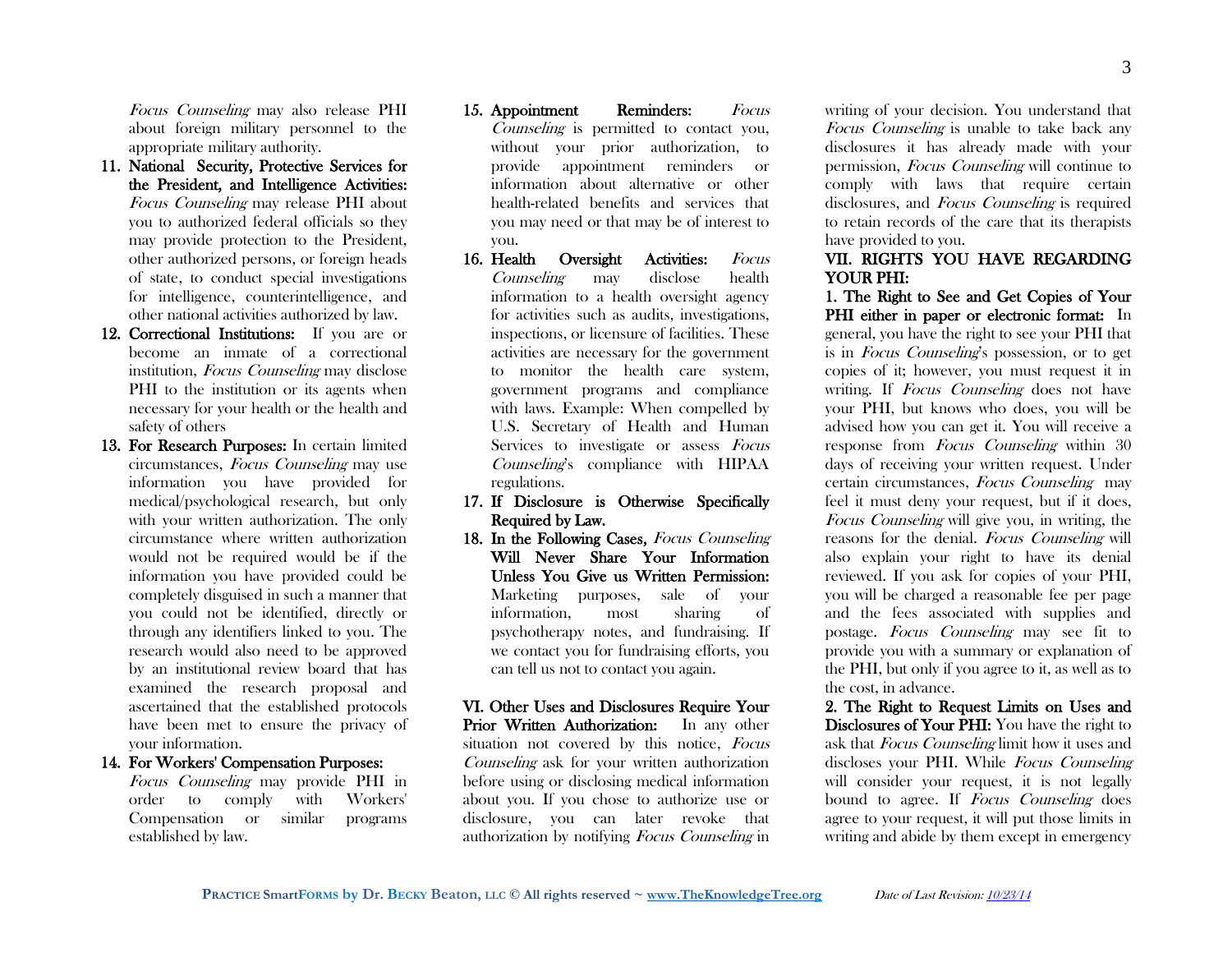*Focus Counseling* may also release PHI about foreign military personnel to the appropriate military authority.

11. **National Security, Protective Services for the President, and Intelligence Activities:** *Focus Counseling* may release PHI about you to authorized federal officials so they may provide protection to the President, other authorized persons, or foreign heads of state, to conduct special investigations for intelligence, counterintelligence, and other national activities authorized by law.
12. **Correctional Institutions:** If you are or become an inmate of a correctional institution, *Focus Counseling* may disclose PHI to the institution or its agents when necessary for your health or the health and safety of others
13. **For Research Purposes:** In certain limited circumstances, *Focus Counseling* may use information you have provided for medical/psychological research, but only with your written authorization. The only circumstance where written authorization would not be required would be if the information you have provided could be completely disguised in such a manner that you could not be identified, directly or through any identifiers linked to you. The research would also need to be approved by an institutional review board that has examined the research proposal and ascertained that the established protocols have been met to ensure the privacy of your information.
14. **For Workers' Compensation Purposes:** *Focus Counseling* may provide PHI in order to comply with Workers' Compensation or similar programs established by law.
15. **Appointment Reminders:** *Focus Counseling* is permitted to contact you, without your prior authorization, to provide appointment reminders or information about alternative or other health-related benefits and services that you may need or that may be of interest to you.
16. **Health Oversight Activities:** *Focus Counseling* may disclose health information to a health oversight agency for activities such as audits, investigations, inspections, or licensure of facilities. These activities are necessary for the government to monitor the health care system, government programs and compliance with laws. Example: When compelled by U.S. Secretary of Health and Human Services to investigate or assess *Focus Counseling*'s compliance with HIPAA regulations.
17. **If Disclosure is Otherwise Specifically Required by Law.**
18. **In the Following Cases, *Focus Counseling* Will Never Share Your Information Unless You Give us Written Permission:** Marketing purposes, sale of your information, most sharing of psychotherapy notes, and fundraising. If we contact you for fundraising efforts, you can tell us not to contact you again.

**VI. Other Uses and Disclosures Require Your Prior Written Authorization:** In any other situation not covered by this notice, *Focus Counseling* ask for your written authorization before using or disclosing medical information about you. If you chose to authorize use or disclosure, you can later revoke that authorization by notifying *Focus Counseling* in writing of your decision. You understand that *Focus Counseling* is unable to take back any disclosures it has already made with your permission, *Focus Counseling* will continue to comply with laws that require certain disclosures, and *Focus Counseling* is required to retain records of the care that its therapists have provided to you.

**VII. RIGHTS YOU HAVE REGARDING YOUR PHI:**

**1. The Right to See and Get Copies of Your PHI either in paper or electronic format:** In general, you have the right to see your PHI that is in *Focus Counseling*'s possession, or to get copies of it; however, you must request it in writing. If *Focus Counseling* does not have your PHI, but knows who does, you will be advised how you can get it. You will receive a response from *Focus Counseling* within 30 days of receiving your written request. Under certain circumstances, *Focus Counseling* may feel it must deny your request, but if it does, *Focus Counseling* will give you, in writing, the reasons for the denial. *Focus Counseling* will also explain your right to have its denial reviewed. If you ask for copies of your PHI, you will be charged a reasonable fee per page and the fees associated with supplies and postage. *Focus Counseling* may see fit to provide you with a summary or explanation of the PHI, but only if you agree to it, as well as to the cost, in advance.

**2. The Right to Request Limits on Uses and Disclosures of Your PHI:** You have the right to ask that *Focus Counseling* limit how it uses and discloses your PHI. While *Focus Counseling* will consider your request, it is not legally bound to agree. If *Focus Counseling* does agree to your request, it will put those limits in writing and abide by them except in emergency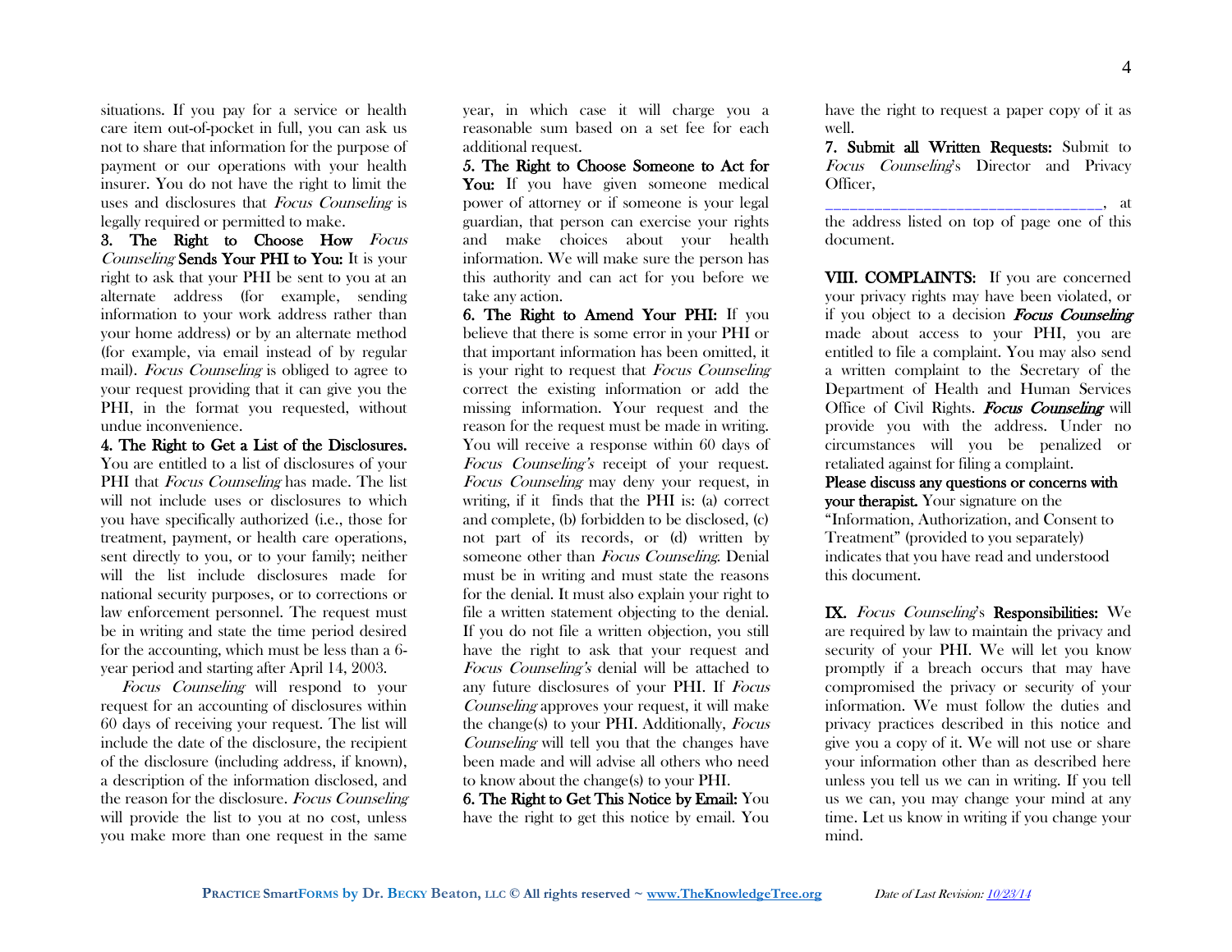situations. If you pay for a service or health care item out-of-pocket in full, you can ask us not to share that information for the purpose of payment or our operations with your health insurer. You do not have the right to limit the uses and disclosures that *Focus Counseling* is legally required or permitted to make.

**3. The Right to Choose How *Focus Counseling* Sends Your PHI to You:** It is your right to ask that your PHI be sent to you at an alternate address (for example, sending information to your work address rather than your home address) or by an alternate method (for example, via email instead of by regular mail). *Focus Counseling* is obliged to agree to your request providing that it can give you the PHI, in the format you requested, without undue inconvenience.

**4. The Right to Get a List of the Disclosures.** You are entitled to a list of disclosures of your PHI that *Focus Counseling* has made. The list will not include uses or disclosures to which you have specifically authorized (i.e., those for treatment, payment, or health care operations, sent directly to you, or to your family; neither will the list include disclosures made for national security purposes, or to corrections or law enforcement personnel. The request must be in writing and state the time period desired for the accounting, which must be less than a 6-year period and starting after April 14, 2003.

*Focus Counseling* will respond to your request for an accounting of disclosures within 60 days of receiving your request. The list will include the date of the disclosure, the recipient of the disclosure (including address, if known), a description of the information disclosed, and the reason for the disclosure. *Focus Counseling* will provide the list to you at no cost, unless you make more than one request in the same year, in which case it will charge you a reasonable sum based on a set fee for each additional request.

**5. The Right to Choose Someone to Act for You:** If you have given someone medical power of attorney or if someone is your legal guardian, that person can exercise your rights and make choices about your health information. We will make sure the person has this authority and can act for you before we take any action.

**6. The Right to Amend Your PHI:** If you believe that there is some error in your PHI or that important information has been omitted, it is your right to request that *Focus Counseling* correct the existing information or add the missing information. Your request and the reason for the request must be made in writing. You will receive a response within 60 days of *Focus Counseling's* receipt of your request. *Focus Counseling* may deny your request, in writing, if it finds that the PHI is: (a) correct and complete, (b) forbidden to be disclosed, (c) not part of its records, or (d) written by someone other than *Focus Counseling*. Denial must be in writing and must state the reasons for the denial. It must also explain your right to file a written statement objecting to the denial. If you do not file a written objection, you still have the right to ask that your request and *Focus Counseling's* denial will be attached to any future disclosures of your PHI. If *Focus Counseling* approves your request, it will make the change(s) to your PHI. Additionally, *Focus Counseling* will tell you that the changes have been made and will advise all others who need to know about the change(s) to your PHI.

**6. The Right to Get This Notice by Email:** You have the right to get this notice by email. You have the right to request a paper copy of it as well.

**7. Submit all Written Requests:** Submit to *Focus Counseling*'s Director and Privacy Officer, ________________________________, at the address listed on top of page one of this document.

**VIII. COMPLAINTS:** If you are concerned your privacy rights may have been violated, or if you object to a decision ***Focus Counseling*** made about access to your PHI, you are entitled to file a complaint. You may also send a written complaint to the Secretary of the Department of Health and Human Services Office of Civil Rights. ***Focus Counseling*** will provide you with the address. Under no circumstances will you be penalized or retaliated against for filing a complaint.

**Please discuss any questions or concerns with your therapist.** Your signature on the "Information, Authorization, and Consent to Treatment" (provided to you separately) indicates that you have read and understood this document.

**IX.** *Focus Counseling*'s **Responsibilities:** We are required by law to maintain the privacy and security of your PHI. We will let you know promptly if a breach occurs that may have compromised the privacy or security of your information. We must follow the duties and privacy practices described in this notice and give you a copy of it. We will not use or share your information other than as described here unless you tell us we can in writing. If you tell us we can, you may change your mind at any time. Let us know in writing if you change your mind.

PRACTICE SmartFORMS by Dr. BECKY Beaton, LLC © All rights reserved ~ www.TheKnowledgeTree.org Date of Last Revision: 10/23/14